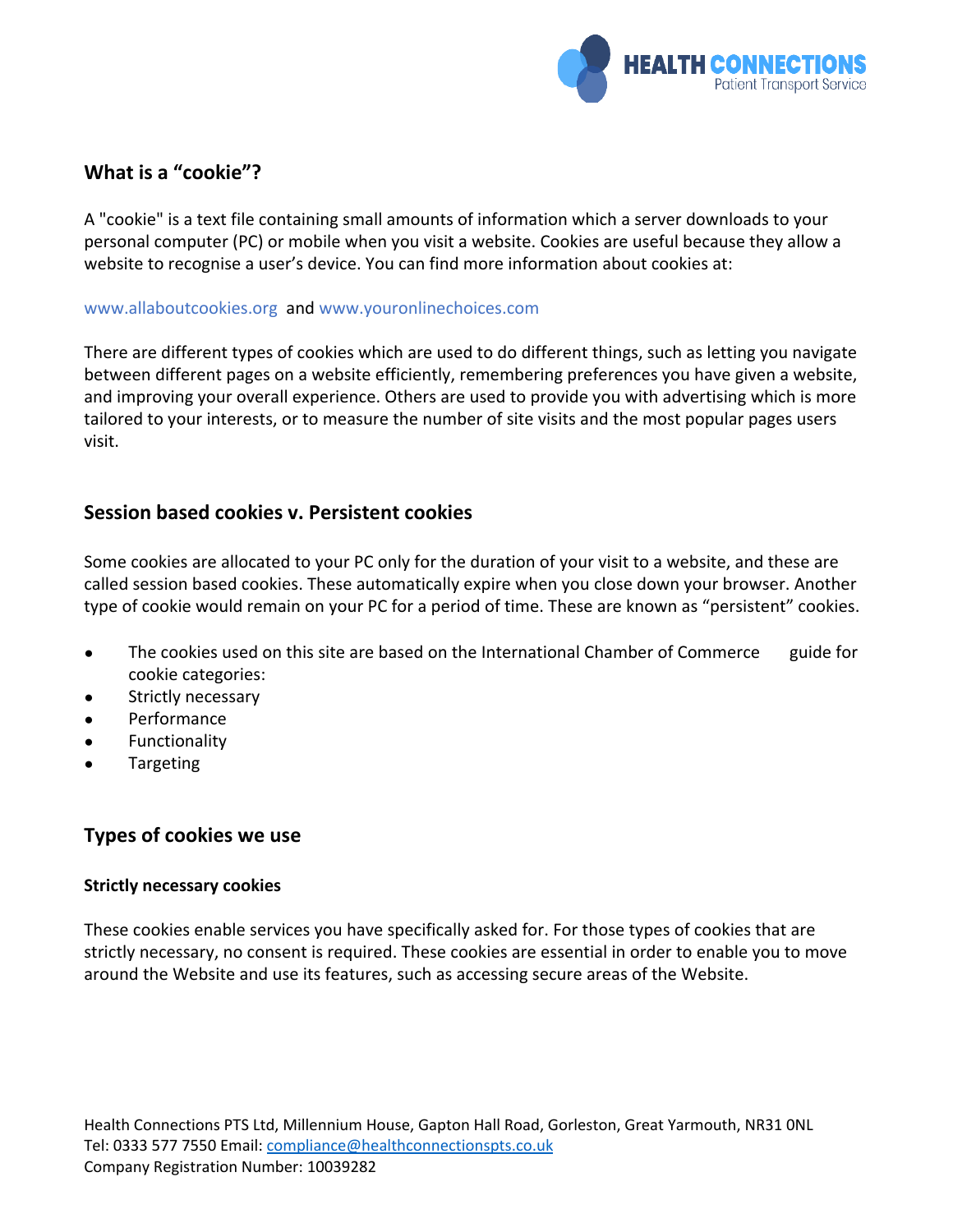## What is a "cookie"?

A "cookie" is a text file containing small amounts of information which a server downloads to your personal computer (PC) or mobile when you visit a website. Cookies are useful because they allow a website to recognise a user's device. You can find more information about cookies at:

www.allaboutcookies.org and www.youronlinechoices.com

There are different types of cookies which are used to do different things, such as letting you navigate between different pages on a website efficiently, remembering preferences you have given a website, and improving your overall experience. Others are used to provide you with advertising which is more tailored to your interests, or to measure the number of site visits and the most popular pages users visit.

## Session based cookies v. Persistent cookies

Some cookies are allocated to your PC only for the duration of your visit to a website, and these are called session based cookies. These automatically expire when you close down your browser. Another type of cookie would remain on your PC for a period of time. These are known as "persistent" cookies.

- The cookies used on this site are based on the International Chamber of Commerce guide for cookie categories:
- Strictly necessary
- Performance
- Functionality
- Targeting

## Types of cookies we use

### Strictly necessary cookies

These cookies enable services you have specifically asked for. For those types of cookies that are strictly necessary, no consent is required. These cookies are essential in order to enable you to move around the Website and use its features, such as accessing secure areas of the Website.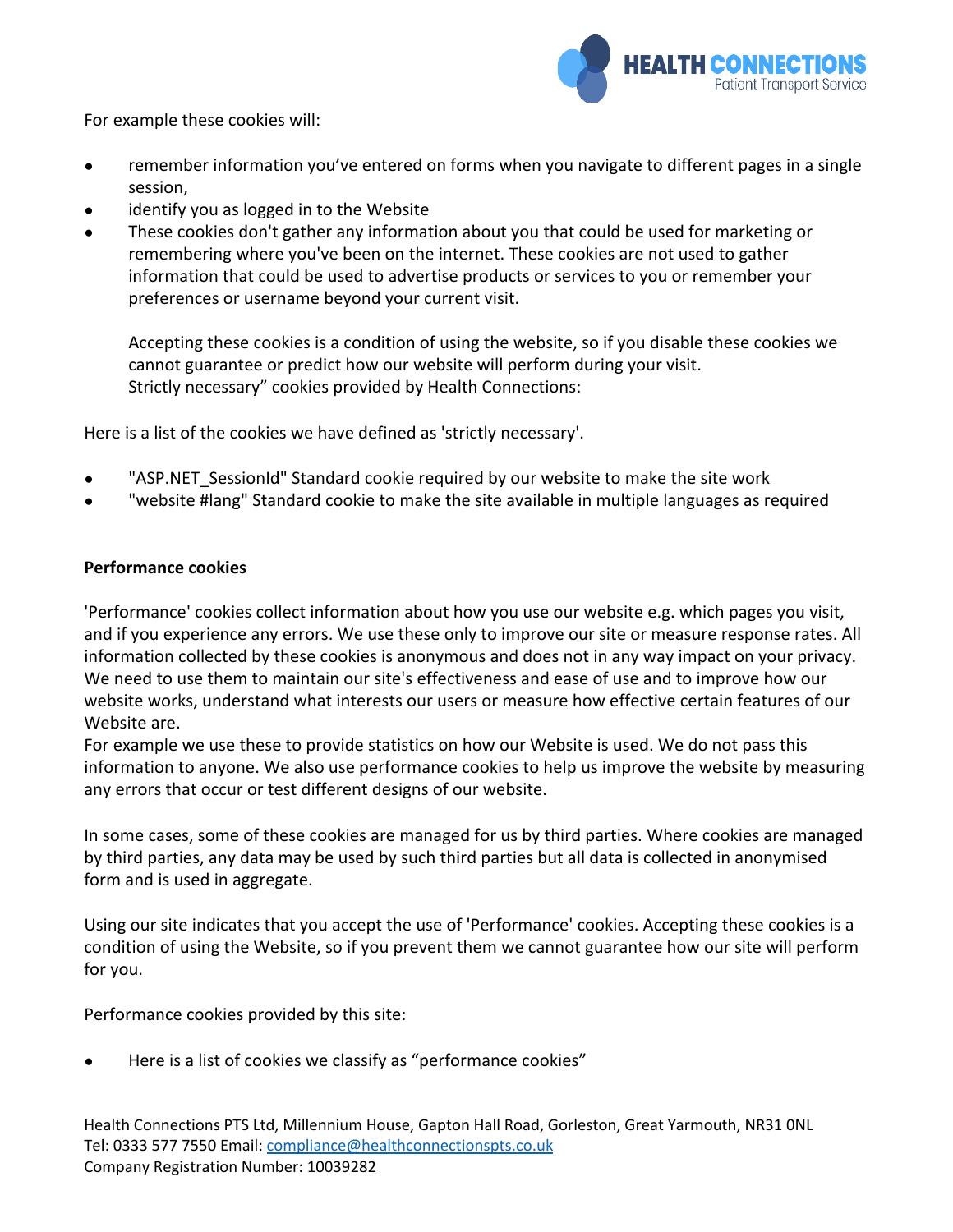For example these cookies will:

- remember information you've entered on forms when you navigate to different pages in a single session,
- identify you as logged in to the Website
- These cookies don't gather any information about you that could be used for marketing or remembering where you've been on the internet. These cookies are not used to gather information that could be used to advertise products or services to you or remember your preferences or username beyond your current visit.

  Accepting these cookies is a condition of using the website, so if you disable these cookies we cannot guarantee or predict how our website will perform during your visit.
  Strictly necessary" cookies provided by Health Connections:

Here is a list of the cookies we have defined as 'strictly necessary'.

- "ASP.NET_SessionId" Standard cookie required by our website to make the site work
- "website #lang" Standard cookie to make the site available in multiple languages as required

**Performance cookies**

'Performance' cookies collect information about how you use our website e.g. which pages you visit, and if you experience any errors. We use these only to improve our site or measure response rates. All information collected by these cookies is anonymous and does not in any way impact on your privacy. We need to use them to maintain our site's effectiveness and ease of use and to improve how our website works, understand what interests our users or measure how effective certain features of our Website are.
For example we use these to provide statistics on how our Website is used. We do not pass this information to anyone. We also use performance cookies to help us improve the website by measuring any errors that occur or test different designs of our website.

In some cases, some of these cookies are managed for us by third parties. Where cookies are managed by third parties, any data may be used by such third parties but all data is collected in anonymised form and is used in aggregate.

Using our site indicates that you accept the use of 'Performance' cookies. Accepting these cookies is a condition of using the Website, so if you prevent them we cannot guarantee how our site will perform for you.

Performance cookies provided by this site:

- Here is a list of cookies we classify as "performance cookies"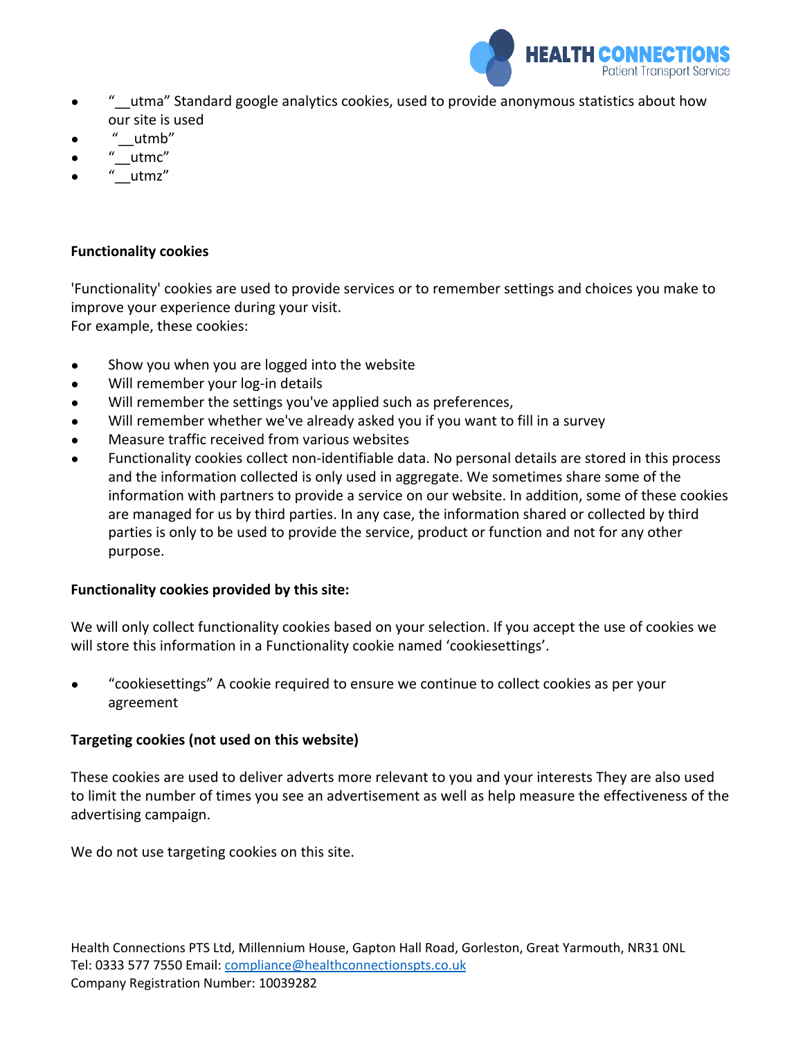- "__utma" Standard google analytics cookies, used to provide anonymous statistics about how our site is used
- "__utmb"
- "__utmc"
- "__utmz"

**Functionality cookies**

'Functionality' cookies are used to provide services or to remember settings and choices you make to improve your experience during your visit.
For example, these cookies:

- Show you when you are logged into the website
- Will remember your log-in details
- Will remember the settings you've applied such as preferences,
- Will remember whether we've already asked you if you want to fill in a survey
- Measure traffic received from various websites
- Functionality cookies collect non-identifiable data. No personal details are stored in this process and the information collected is only used in aggregate. We sometimes share some of the information with partners to provide a service on our website. In addition, some of these cookies are managed for us by third parties. In any case, the information shared or collected by third parties is only to be used to provide the service, product or function and not for any other purpose.

**Functionality cookies provided by this site:**

We will only collect functionality cookies based on your selection. If you accept the use of cookies we will store this information in a Functionality cookie named 'cookiesettings'.

- "cookiesettings" A cookie required to ensure we continue to collect cookies as per your agreement

**Targeting cookies (not used on this website)**

These cookies are used to deliver adverts more relevant to you and your interests They are also used to limit the number of times you see an advertisement as well as help measure the effectiveness of the advertising campaign.

We do not use targeting cookies on this site.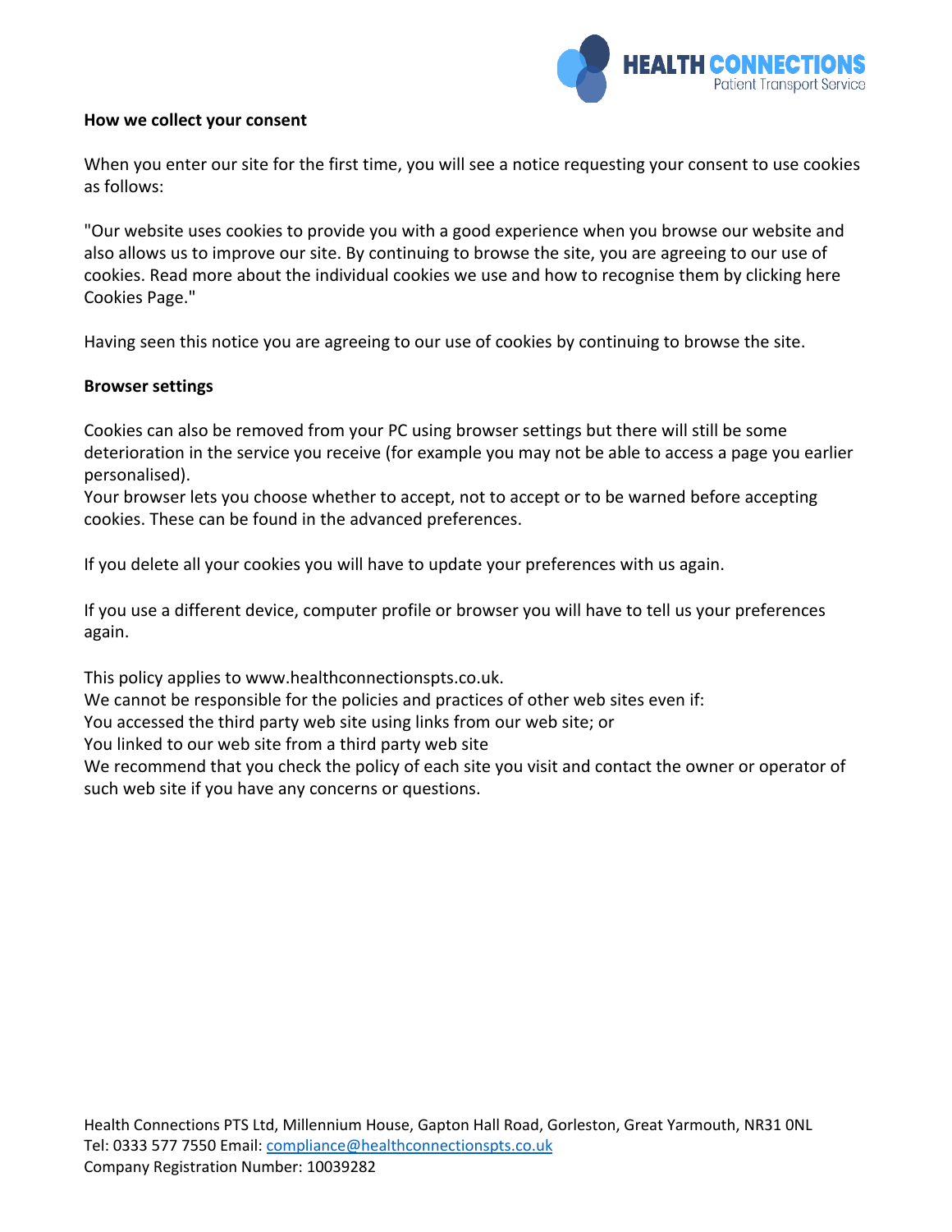**How we collect your consent**

When you enter our site for the first time, you will see a notice requesting your consent to use cookies as follows:

"Our website uses cookies to provide you with a good experience when you browse our website and also allows us to improve our site. By continuing to browse the site, you are agreeing to our use of cookies. Read more about the individual cookies we use and how to recognise them by clicking here Cookies Page."

Having seen this notice you are agreeing to our use of cookies by continuing to browse the site.

**Browser settings**

Cookies can also be removed from your PC using browser settings but there will still be some deterioration in the service you receive (for example you may not be able to access a page you earlier personalised).
Your browser lets you choose whether to accept, not to accept or to be warned before accepting cookies. These can be found in the advanced preferences.

If you delete all your cookies you will have to update your preferences with us again.

If you use a different device, computer profile or browser you will have to tell us your preferences again.

This policy applies to www.healthconnectionspts.co.uk.
We cannot be responsible for the policies and practices of other web sites even if:
You accessed the third party web site using links from our web site; or
You linked to our web site from a third party web site
We recommend that you check the policy of each site you visit and contact the owner or operator of such web site if you have any concerns or questions.